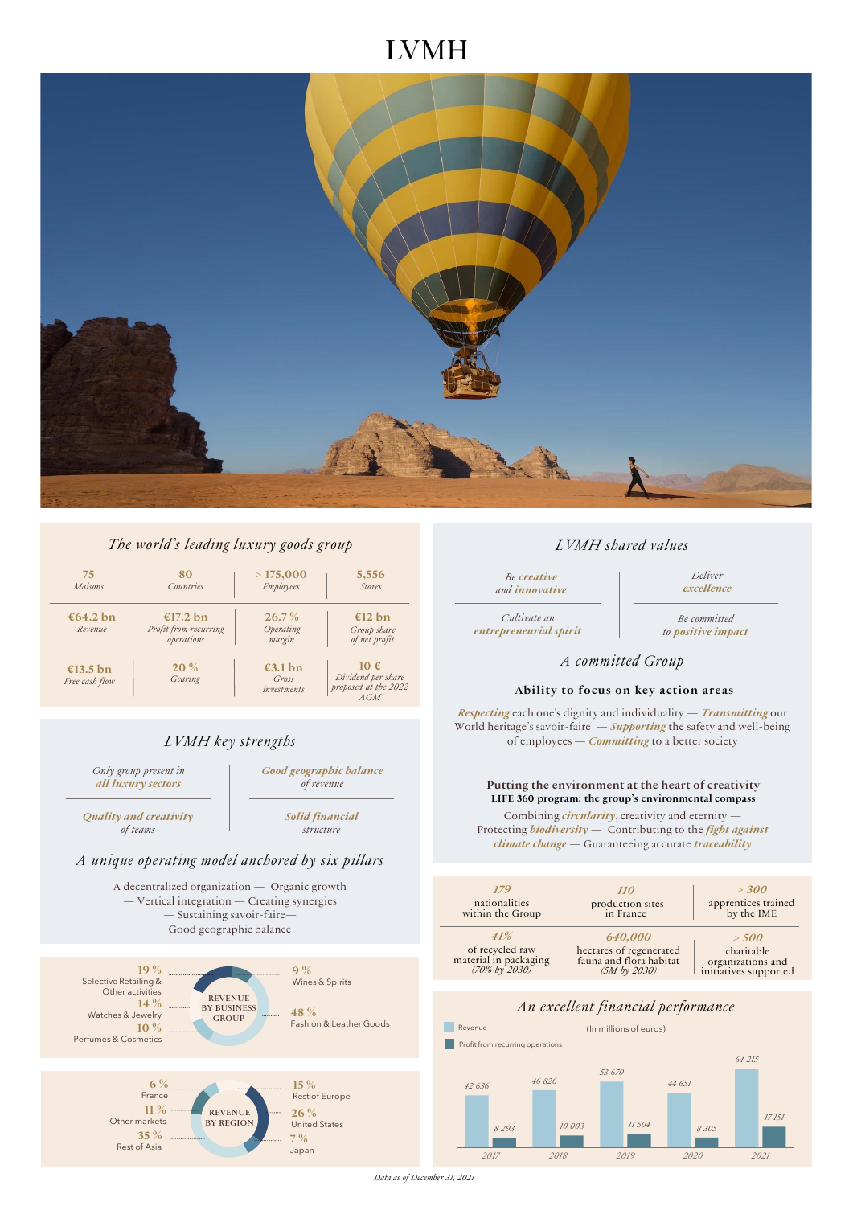# LVMH

## *The world's leading luxury goods group*

| 75 *Maisons* | 80 *Countries* | > 175,000 *Employees* | 5,556 *Stores* |
|---|---|---|---|
| €64.2 bn *Revenue* | €17.2 bn *Profit from recurring operations* | 26.7 % *Operating margin* | €12 bn *Group share of net profit* |
| €13.5 bn *Free cash flow* | 20 % *Gearing* | €3.1 bn *Gross investments* | 10 € *Dividend per share proposed at the 2022 AGM* |

## *LVMH key strengths*

*Only group present in* ***all luxury sectors***

***Good geographic balance*** *of revenue*

***Quality and creativity*** *of teams*

***Solid financial*** *structure*

### *A unique operating model anchored by six pillars*

A decentralized organization — Organic growth — Vertical integration — Creating synergies — Sustaining savoir-faire— Good geographic balance

### REVENUE BY BUSINESS GROUP

- 19 % Selective Retailing & Other activities
- 14 % Watches & Jewelry
- 10 % Perfumes & Cosmetics
- 9 % Wines & Spirits
- 48 % Fashion & Leather Goods

### REVENUE BY REGION

- 6 % France
- 11 % Other markets
- 35 % Rest of Asia
- 15 % Rest of Europe
- 26 % United States
- 7 % Japan

## *LVMH shared values*

*Be* ***creative*** *and* ***innovative***

*Deliver* ***excellence***

*Cultivate an* ***entrepreneurial spirit***

*Be committed to* ***positive impact***

## *A committed Group*

### Ability to focus on key action areas

***Respecting*** each one's dignity and individuality — ***Transmitting*** our World heritage's savoir-faire — ***Supporting*** the safety and well-being of employees — ***Committing*** to a better society

### Putting the environment at the heart of creativity

**LIFE 360 program: the group's environmental compass**

Combining ***circularity***, creativity and eternity — Protecting ***biodiversity*** — Contributing to the ***fight against climate change*** — Guaranteeing accurate ***traceability***

| *179* nationalities within the Group | *110* production sites in France | *> 300* apprentices trained by the IME |
|---|---|---|
| *41%* of recycled raw material in packaging *(70% by 2030)* | *640,000* hectares of regenerated fauna and flora habitat *(5M by 2030)* | *> 500* charitable organizations and initiatives supported |

## *An excellent financial performance*

(In millions of euros)

| Year | Revenue | Profit from recurring operations |
|---|---|---|
| 2017 | 42 636 | 8 293 |
| 2018 | 46 826 | 10 003 |
| 2019 | 53 670 | 11 504 |
| 2020 | 44 651 | 8 305 |
| 2021 | 64 215 | 17 151 |

*Data as of December 31, 2021*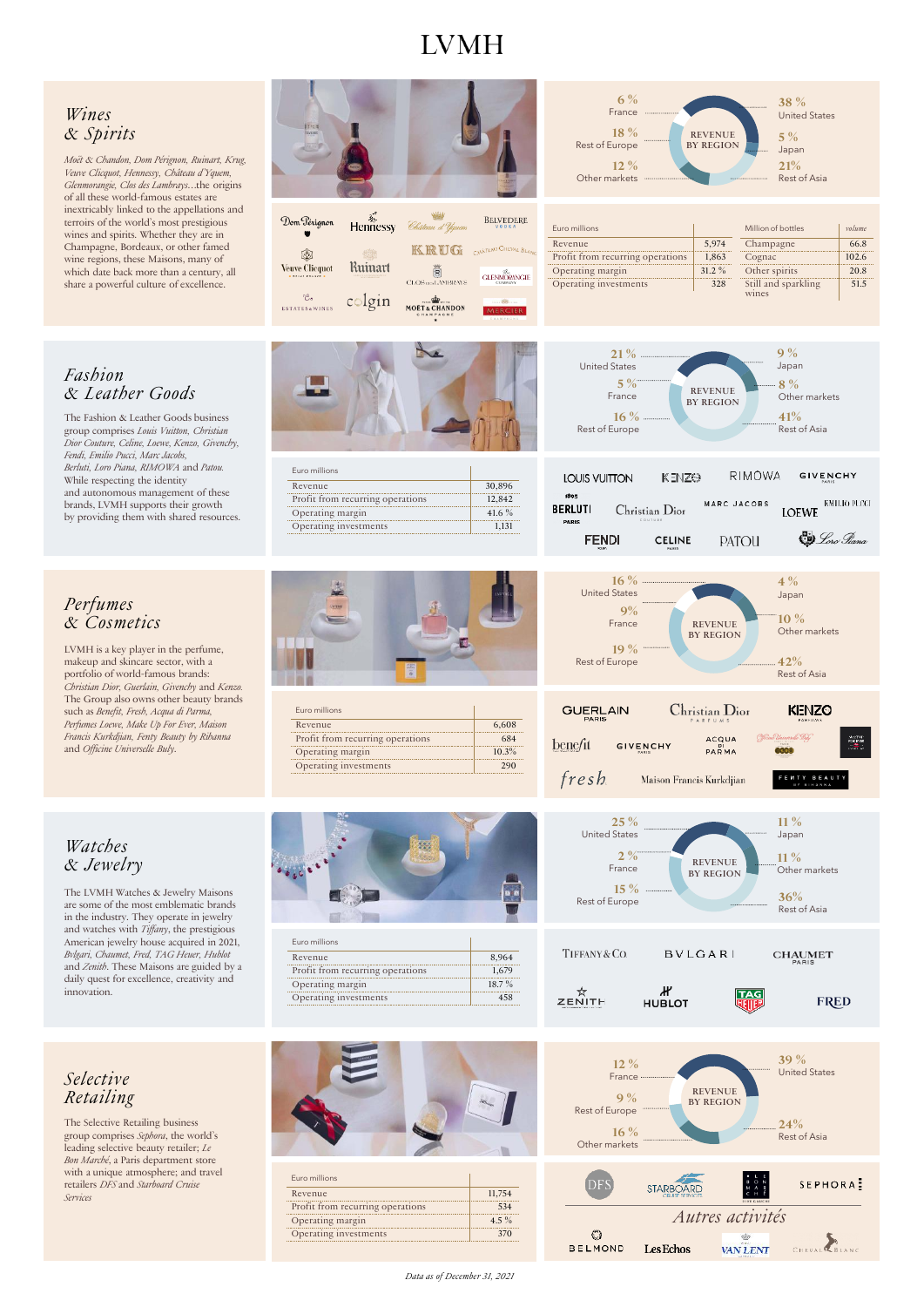# LVMH

## Wines & Spirits

*Moët & Chandon, Dom Pérignon, Ruinart, Krug, Veuve Clicquot, Hennessy, Château d'Yquem, Glenmorangie, Clos des Lambrays*...the origins of all these world-famous estates are inextricably linked to the appellations and terroirs of the world's most prestigious wines and spirits. Whether they are in Champagne, Bordeaux, or other famed wine regions, these Maisons, many of which date back more than a century, all share a powerful culture of excellence.

REVENUE BY REGION

6 % France
18 % Rest of Europe
12 % Other markets
38 % United States
5 % Japan
21% Rest of Asia

| Euro millions | |
|---|---|
| Revenue | 5,974 |
| Profit from recurring operations | 1,863 |
| Operating margin | 31.2 % |
| Operating investments | 328 |

| Million of bottles | volume |
|---|---|
| Champagne | 66.8 |
| Cognac | 102.6 |
| Other spirits | 20.8 |
| Still and sparkling wines | 51.5 |

Dom Pérignon, Hennessy, Château d'Yquem, Belvedere, Veuve Clicquot, Ruinart, Krug, Château Cheval Blanc, Clos des Lambrays, Glenmorangie, Estates & Wines, Colgin, Moët & Chandon, Mercier

## Fashion & Leather Goods

The Fashion & Leather Goods business group comprises *Louis Vuitton, Christian Dior Couture, Celine, Loewe, Kenzo, Givenchy, Fendi, Emilio Pucci, Marc Jacobs, Berluti, Loro Piana, RIMOWA* and *Patou.* While respecting the identity and autonomous management of these brands, LVMH supports their growth by providing them with shared resources.

REVENUE BY REGION

21 % United States
5 % France
16 % Rest of Europe
9 % Japan
8 % Other markets
41% Rest of Asia

| Euro millions | |
|---|---|
| Revenue | 30,896 |
| Profit from recurring operations | 12,842 |
| Operating margin | 41.6 % |
| Operating investments | 1,131 |

Louis Vuitton, Kenzo, Rimowa, Givenchy, Berluti, Christian Dior, Marc Jacobs, Emilio Pucci, Loewe, Fendi, Celine, Patou, Loro Piana

## Perfumes & Cosmetics

LVMH is a key player in the perfume, makeup and skincare sector, with a portfolio of world-famous brands: *Christian Dior, Guerlain, Givenchy* and *Kenzo.* The Group also owns other beauty brands such as *Benefit, Fresh, Acqua di Parma, Perfumes Loewe, Make Up For Ever, Maison Francis Kurkdjian, Fenty Beauty by Rihanna* and *Officine Universelle Buly.*

REVENUE BY REGION

16 % United States
9% France
19 % Rest of Europe
4 % Japan
10 % Other markets
42% Rest of Asia

| Euro millions | |
|---|---|
| Revenue | 6,608 |
| Profit from recurring operations | 684 |
| Operating margin | 10.3% |
| Operating investments | 290 |

Guerlain, Christian Dior Parfums, Kenzo Parfums, Benefit, Givenchy, Acqua di Parma, Officine Universelle Buly, Make Up For Ever, Fresh, Maison Francis Kurkdjian, Fenty Beauty by Rihanna

## Watches & Jewelry

The LVMH Watches & Jewelry Maisons are some of the most emblematic brands in the industry. They operate in jewelry and watches with *Tiffany*, the prestigious American jewelry house acquired in 2021, *Bvlgari, Chaumet, Fred, TAG Heuer, Hublot* and *Zenith*. These Maisons are guided by a daily quest for excellence, creativity and innovation.

REVENUE BY REGION

25 % United States
2 % France
15 % Rest of Europe
11 % Japan
11 % Other markets
36% Rest of Asia

| Euro millions | |
|---|---|
| Revenue | 8,964 |
| Profit from recurring operations | 1,679 |
| Operating margin | 18.7 % |
| Operating investments | 458 |

Tiffany & Co, Bvlgari, Chaumet, Zenith, Hublot, TAG Heuer, Fred

## Selective Retailing

The Selective Retailing business group comprises *Sephora*, the world's leading selective beauty retailer; *Le Bon Marché*, a Paris department store with a unique atmosphere; and travel retailers *DFS* and *Starboard Cruise Services*

REVENUE BY REGION

12 % France
9 % Rest of Europe
16 % Other markets
39 % United States
24% Rest of Asia

| Euro millions | |
|---|---|
| Revenue | 11,754 |
| Profit from recurring operations | 534 |
| Operating margin | 4.5 % |
| Operating investments | 370 |

DFS, Starboard Cruise Services, Le Bon Marché, Sephora

*Autres activités*

Belmond, Les Echos, Van Lent, Cheval Blanc

*Data as of December 31, 2021*